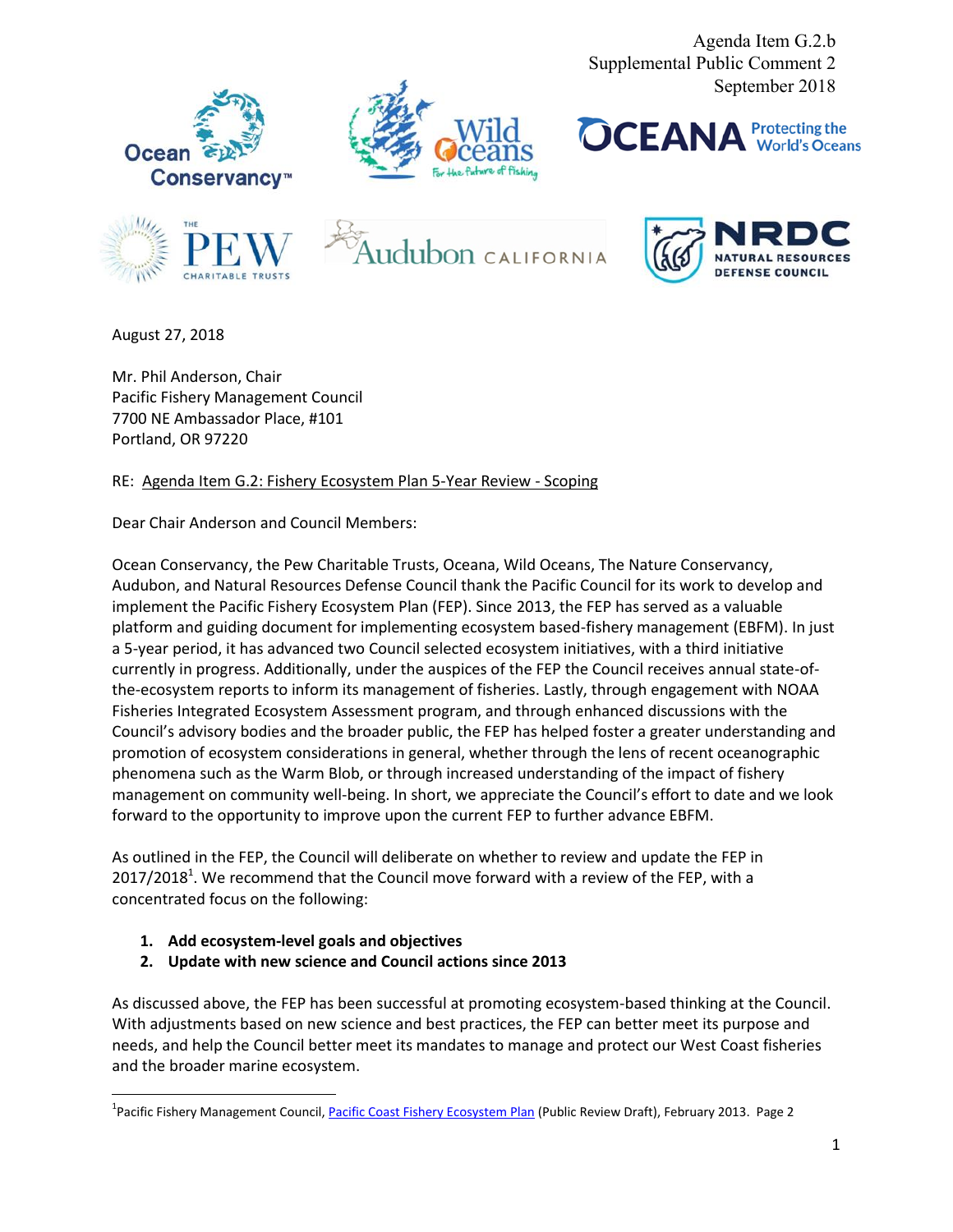Agenda Item G.2.b
Supplemental Public Comment 2
September 2018

August 27, 2018

Mr. Phil Anderson, Chair
Pacific Fishery Management Council
7700 NE Ambassador Place, #101
Portland, OR 97220

RE: Agenda Item G.2: Fishery Ecosystem Plan 5-Year Review - Scoping

Dear Chair Anderson and Council Members:

Ocean Conservancy, the Pew Charitable Trusts, Oceana, Wild Oceans, The Nature Conservancy, Audubon, and Natural Resources Defense Council thank the Pacific Council for its work to develop and implement the Pacific Fishery Ecosystem Plan (FEP). Since 2013, the FEP has served as a valuable platform and guiding document for implementing ecosystem based-fishery management (EBFM). In just a 5-year period, it has advanced two Council selected ecosystem initiatives, with a third initiative currently in progress. Additionally, under the auspices of the FEP the Council receives annual state-of-the-ecosystem reports to inform its management of fisheries. Lastly, through engagement with NOAA Fisheries Integrated Ecosystem Assessment program, and through enhanced discussions with the Council's advisory bodies and the broader public, the FEP has helped foster a greater understanding and promotion of ecosystem considerations in general, whether through the lens of recent oceanographic phenomena such as the Warm Blob, or through increased understanding of the impact of fishery management on community well-being. In short, we appreciate the Council's effort to date and we look forward to the opportunity to improve upon the current FEP to further advance EBFM.

As outlined in the FEP, the Council will deliberate on whether to review and update the FEP in 2017/2018[1]. We recommend that the Council move forward with a review of the FEP, with a concentrated focus on the following:

1. **Add ecosystem-level goals and objectives**
2. **Update with new science and Council actions since 2013**

As discussed above, the FEP has been successful at promoting ecosystem-based thinking at the Council. With adjustments based on new science and best practices, the FEP can better meet its purpose and needs, and help the Council better meet its mandates to manage and protect our West Coast fisheries and the broader marine ecosystem.

[1] Pacific Fishery Management Council, Pacific Coast Fishery Ecosystem Plan (Public Review Draft), February 2013. Page 2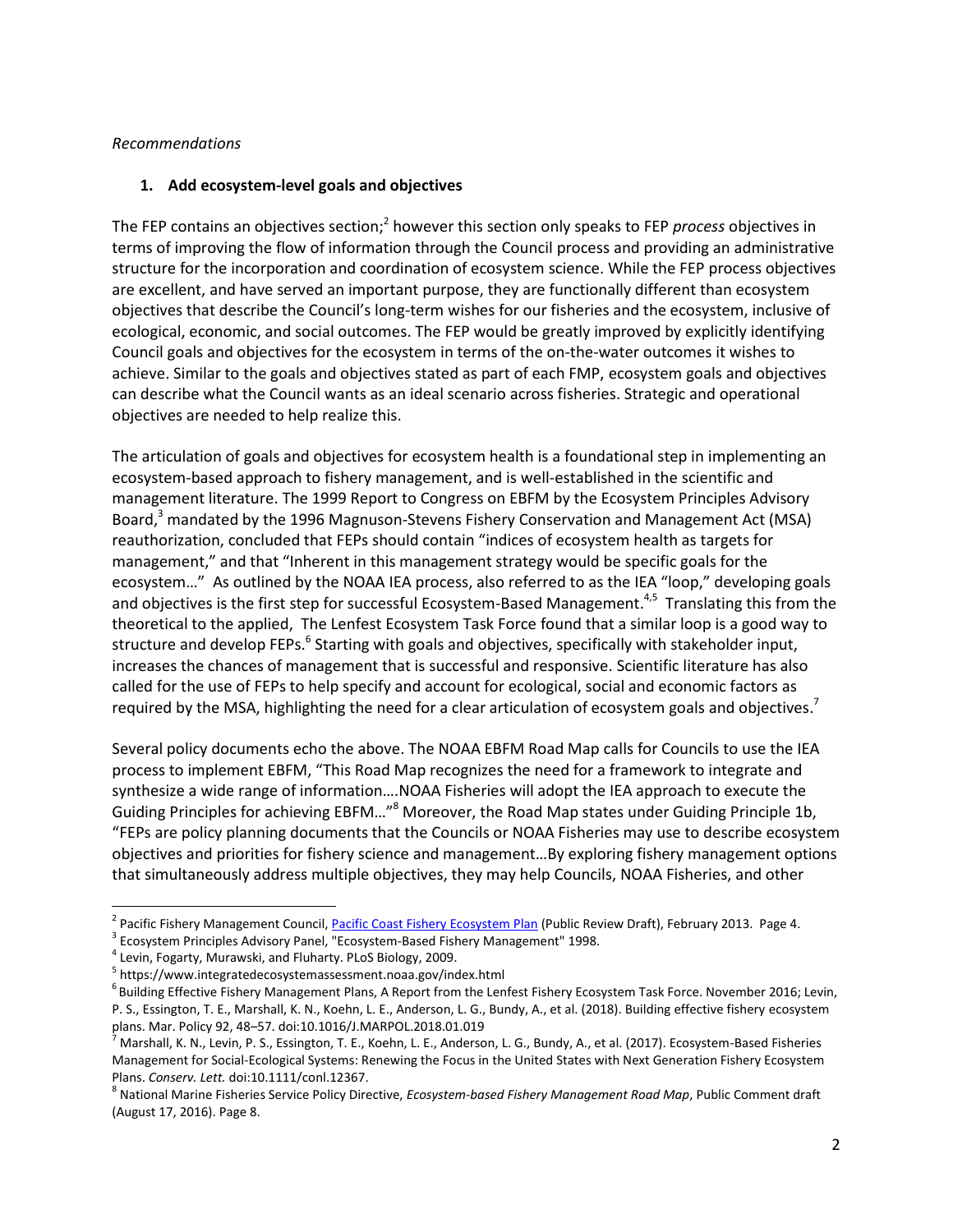*Recommendations*

## 1. Add ecosystem-level goals and objectives

The FEP contains an objectives section;[2] however this section only speaks to FEP *process* objectives in terms of improving the flow of information through the Council process and providing an administrative structure for the incorporation and coordination of ecosystem science. While the FEP process objectives are excellent, and have served an important purpose, they are functionally different than ecosystem objectives that describe the Council's long-term wishes for our fisheries and the ecosystem, inclusive of ecological, economic, and social outcomes. The FEP would be greatly improved by explicitly identifying Council goals and objectives for the ecosystem in terms of the on-the-water outcomes it wishes to achieve. Similar to the goals and objectives stated as part of each FMP, ecosystem goals and objectives can describe what the Council wants as an ideal scenario across fisheries. Strategic and operational objectives are needed to help realize this.

The articulation of goals and objectives for ecosystem health is a foundational step in implementing an ecosystem-based approach to fishery management, and is well-established in the scientific and management literature. The 1999 Report to Congress on EBFM by the Ecosystem Principles Advisory Board,[3] mandated by the 1996 Magnuson-Stevens Fishery Conservation and Management Act (MSA) reauthorization, concluded that FEPs should contain "indices of ecosystem health as targets for management," and that "Inherent in this management strategy would be specific goals for the ecosystem…" As outlined by the NOAA IEA process, also referred to as the IEA "loop," developing goals and objectives is the first step for successful Ecosystem-Based Management.[4,5] Translating this from the theoretical to the applied, The Lenfest Ecosystem Task Force found that a similar loop is a good way to structure and develop FEPs.[6] Starting with goals and objectives, specifically with stakeholder input, increases the chances of management that is successful and responsive. Scientific literature has also called for the use of FEPs to help specify and account for ecological, social and economic factors as required by the MSA, highlighting the need for a clear articulation of ecosystem goals and objectives.[7]

Several policy documents echo the above. The NOAA EBFM Road Map calls for Councils to use the IEA process to implement EBFM, "This Road Map recognizes the need for a framework to integrate and synthesize a wide range of information….NOAA Fisheries will adopt the IEA approach to execute the Guiding Principles for achieving EBFM…"[8] Moreover, the Road Map states under Guiding Principle 1b, "FEPs are policy planning documents that the Councils or NOAA Fisheries may use to describe ecosystem objectives and priorities for fishery science and management…By exploring fishery management options that simultaneously address multiple objectives, they may help Councils, NOAA Fisheries, and other

---

[2] Pacific Fishery Management Council, Pacific Coast Fishery Ecosystem Plan (Public Review Draft), February 2013. Page 4.

[3] Ecosystem Principles Advisory Panel, "Ecosystem-Based Fishery Management" 1998.

[4] Levin, Fogarty, Murawski, and Fluharty. PLoS Biology, 2009.

[5] https://www.integratedecosystemassessment.noaa.gov/index.html

[6] Building Effective Fishery Management Plans, A Report from the Lenfest Fishery Ecosystem Task Force. November 2016; Levin, P. S., Essington, T. E., Marshall, K. N., Koehn, L. E., Anderson, L. G., Bundy, A., et al. (2018). Building effective fishery ecosystem plans. Mar. Policy 92, 48–57. doi:10.1016/J.MARPOL.2018.01.019

[7] Marshall, K. N., Levin, P. S., Essington, T. E., Koehn, L. E., Anderson, L. G., Bundy, A., et al. (2017). Ecosystem-Based Fisheries Management for Social-Ecological Systems: Renewing the Focus in the United States with Next Generation Fishery Ecosystem Plans. *Conserv. Lett.* doi:10.1111/conl.12367.

[8] National Marine Fisheries Service Policy Directive, *Ecosystem-based Fishery Management Road Map*, Public Comment draft (August 17, 2016). Page 8.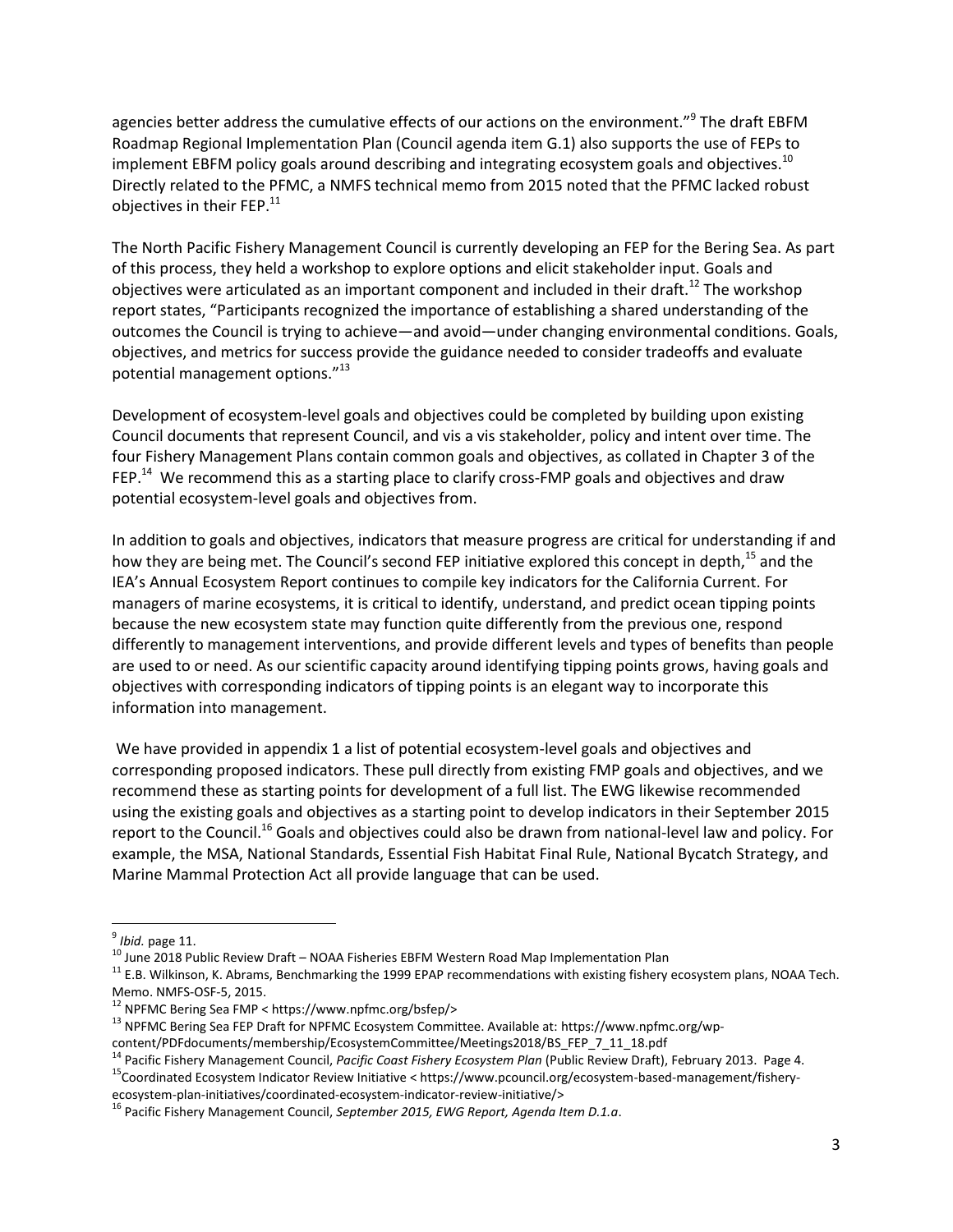agencies better address the cumulative effects of our actions on the environment."[9] The draft EBFM Roadmap Regional Implementation Plan (Council agenda item G.1) also supports the use of FEPs to implement EBFM policy goals around describing and integrating ecosystem goals and objectives.[10] Directly related to the PFMC, a NMFS technical memo from 2015 noted that the PFMC lacked robust objectives in their FEP.[11]

The North Pacific Fishery Management Council is currently developing an FEP for the Bering Sea. As part of this process, they held a workshop to explore options and elicit stakeholder input. Goals and objectives were articulated as an important component and included in their draft.[12] The workshop report states, "Participants recognized the importance of establishing a shared understanding of the outcomes the Council is trying to achieve—and avoid—under changing environmental conditions. Goals, objectives, and metrics for success provide the guidance needed to consider tradeoffs and evaluate potential management options."[13]

Development of ecosystem-level goals and objectives could be completed by building upon existing Council documents that represent Council, and vis a vis stakeholder, policy and intent over time. The four Fishery Management Plans contain common goals and objectives, as collated in Chapter 3 of the FEP.[14] We recommend this as a starting place to clarify cross-FMP goals and objectives and draw potential ecosystem-level goals and objectives from.

In addition to goals and objectives, indicators that measure progress are critical for understanding if and how they are being met. The Council's second FEP initiative explored this concept in depth,[15] and the IEA's Annual Ecosystem Report continues to compile key indicators for the California Current. For managers of marine ecosystems, it is critical to identify, understand, and predict ocean tipping points because the new ecosystem state may function quite differently from the previous one, respond differently to management interventions, and provide different levels and types of benefits than people are used to or need. As our scientific capacity around identifying tipping points grows, having goals and objectives with corresponding indicators of tipping points is an elegant way to incorporate this information into management.

We have provided in appendix 1 a list of potential ecosystem-level goals and objectives and corresponding proposed indicators. These pull directly from existing FMP goals and objectives, and we recommend these as starting points for development of a full list. The EWG likewise recommended using the existing goals and objectives as a starting point to develop indicators in their September 2015 report to the Council.[16] Goals and objectives could also be drawn from national-level law and policy. For example, the MSA, National Standards, Essential Fish Habitat Final Rule, National Bycatch Strategy, and Marine Mammal Protection Act all provide language that can be used.

---

[9] *Ibid.* page 11.

[10] June 2018 Public Review Draft – NOAA Fisheries EBFM Western Road Map Implementation Plan

[11] E.B. Wilkinson, K. Abrams, Benchmarking the 1999 EPAP recommendations with existing fishery ecosystem plans, NOAA Tech. Memo. NMFS-OSF-5, 2015.

[12] NPFMC Bering Sea FMP < https://www.npfmc.org/bsfep/>

[13] NPFMC Bering Sea FEP Draft for NPFMC Ecosystem Committee. Available at: https://www.npfmc.org/wp-content/PDFdocuments/membership/EcosystemCommittee/Meetings2018/BS_FEP_7_11_18.pdf

[14] Pacific Fishery Management Council, *Pacific Coast Fishery Ecosystem Plan* (Public Review Draft), February 2013. Page 4.

[15] Coordinated Ecosystem Indicator Review Initiative < https://www.pcouncil.org/ecosystem-based-management/fishery-ecosystem-plan-initiatives/coordinated-ecosystem-indicator-review-initiative/>

[16] Pacific Fishery Management Council, *September 2015, EWG Report, Agenda Item D.1.a*.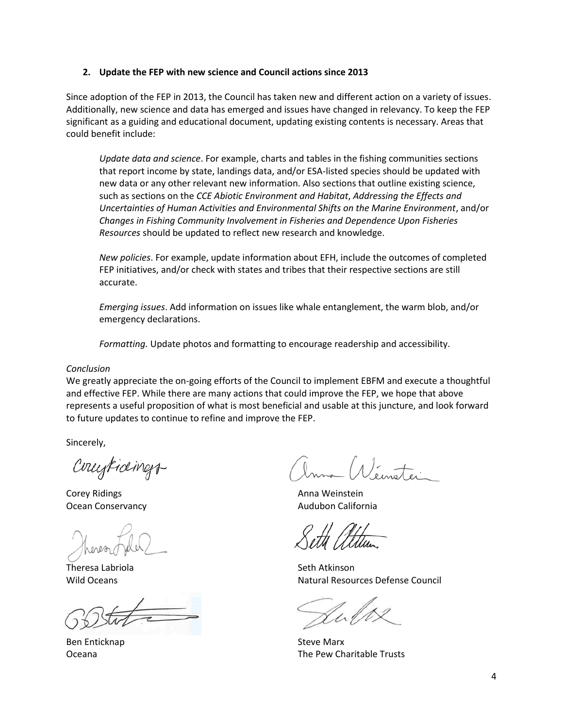**2. Update the FEP with new science and Council actions since 2013**

Since adoption of the FEP in 2013, the Council has taken new and different action on a variety of issues. Additionally, new science and data has emerged and issues have changed in relevancy. To keep the FEP significant as a guiding and educational document, updating existing contents is necessary. Areas that could benefit include:

*Update data and science*. For example, charts and tables in the fishing communities sections that report income by state, landings data, and/or ESA-listed species should be updated with new data or any other relevant new information. Also sections that outline existing science, such as sections on the *CCE Abiotic Environment and Habitat*, *Addressing the Effects and Uncertainties of Human Activities and Environmental Shifts on the Marine Environment*, and/or *Changes in Fishing Community Involvement in Fisheries and Dependence Upon Fisheries Resources* should be updated to reflect new research and knowledge.

*New policies*. For example, update information about EFH, include the outcomes of completed FEP initiatives, and/or check with states and tribes that their respective sections are still accurate.

*Emerging issues*. Add information on issues like whale entanglement, the warm blob, and/or emergency declarations.

*Formatting.* Update photos and formatting to encourage readership and accessibility.

*Conclusion*

We greatly appreciate the on-going efforts of the Council to implement EBFM and execute a thoughtful and effective FEP. While there are many actions that could improve the FEP, we hope that above represents a useful proposition of what is most beneficial and usable at this juncture, and look forward to future updates to continue to refine and improve the FEP.

Sincerely,

Corey Ridings
Ocean Conservancy

Anna Weinstein
Audubon California

Theresa Labriola
Wild Oceans

Seth Atkinson
Natural Resources Defense Council

Ben Enticknap
Oceana

Steve Marx
The Pew Charitable Trusts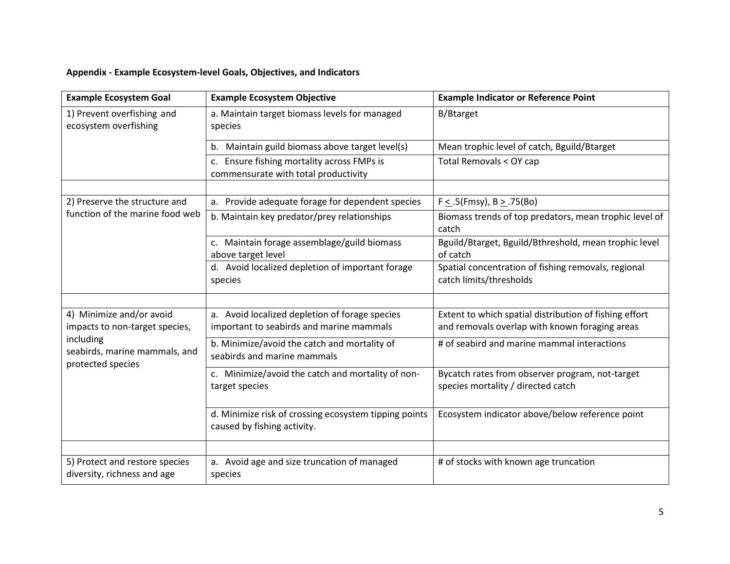**Appendix - Example Ecosystem-level Goals, Objectives, and Indicators**

| Example Ecosystem Goal | Example Ecosystem Objective | Example Indicator or Reference Point |
|---|---|---|
| 1) Prevent overfishing and ecosystem overfishing | a. Maintain target biomass levels for managed species | B/Btarget |
| | b. Maintain guild biomass above target level(s) | Mean trophic level of catch, Bguild/Btarget |
| | c. Ensure fishing mortality across FMPs is commensurate with total productivity | Total Removals < OY cap |
| | | |
| 2) Preserve the structure and function of the marine food web | a. Provide adequate forage for dependent species | $F \leq .5(Fmsy)$, $B \geq .75(Bo)$ |
| | b. Maintain key predator/prey relationships | Biomass trends of top predators, mean trophic level of catch |
| | c. Maintain forage assemblage/guild biomass above target level | Bguild/Btarget, Bguild/Bthreshold, mean trophic level of catch |
| | d. Avoid localized depletion of important forage species | Spatial concentration of fishing removals, regional catch limits/thresholds |
| | | |
| 4) Minimize and/or avoid impacts to non-target species, including seabirds, marine mammals, and protected species | a. Avoid localized depletion of forage species important to seabirds and marine mammals | Extent to which spatial distribution of fishing effort and removals overlap with known foraging areas |
| | b. Minimize/avoid the catch and mortality of seabirds and marine mammals | # of seabird and marine mammal interactions |
| | c. Minimize/avoid the catch and mortality of non-target species | Bycatch rates from observer program, not-target species mortality / directed catch |
| | d. Minimize risk of crossing ecosystem tipping points caused by fishing activity. | Ecosystem indicator above/below reference point |
| | | |
| 5) Protect and restore species diversity, richness and age | a. Avoid age and size truncation of managed species | # of stocks with known age truncation |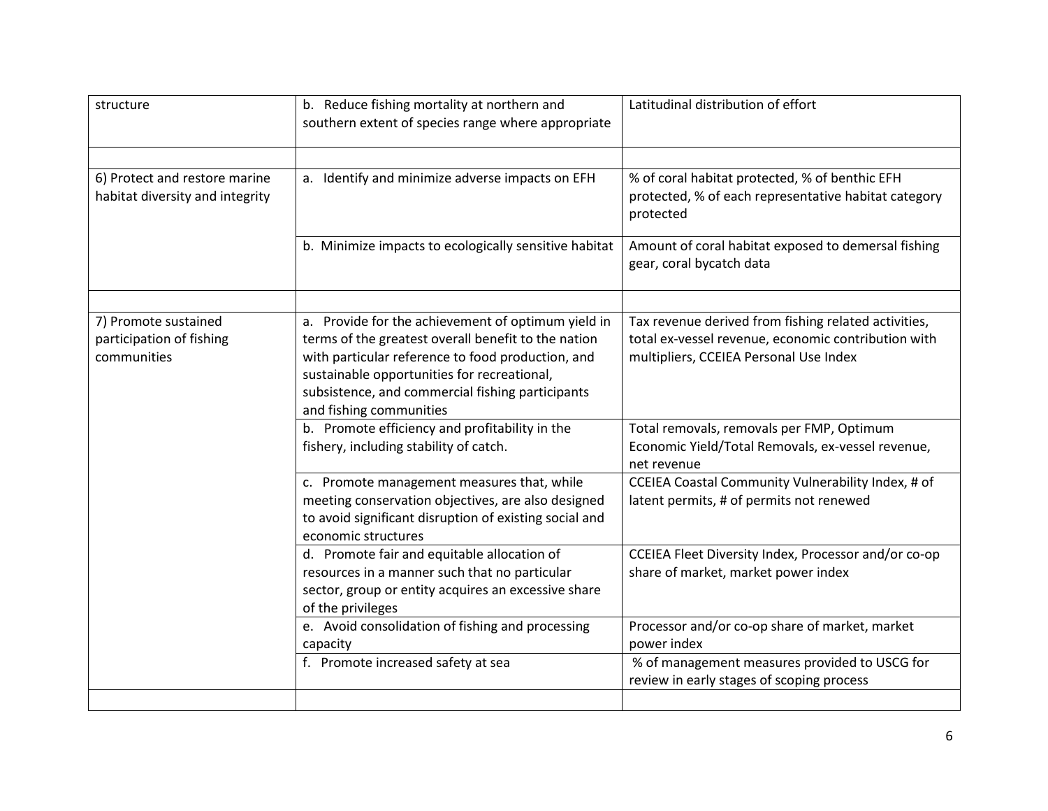| | | |
|---|---|---|
| structure | b. Reduce fishing mortality at northern and southern extent of species range where appropriate | Latitudinal distribution of effort |
| | | |
| 6) Protect and restore marine habitat diversity and integrity | a. Identify and minimize adverse impacts on EFH | % of coral habitat protected, % of benthic EFH protected, % of each representative habitat category protected |
| | b. Minimize impacts to ecologically sensitive habitat | Amount of coral habitat exposed to demersal fishing gear, coral bycatch data |
| | | |
| 7) Promote sustained participation of fishing communities | a. Provide for the achievement of optimum yield in terms of the greatest overall benefit to the nation with particular reference to food production, and sustainable opportunities for recreational, subsistence, and commercial fishing participants and fishing communities | Tax revenue derived from fishing related activities, total ex-vessel revenue, economic contribution with multipliers, CCEIEA Personal Use Index |
| | b. Promote efficiency and profitability in the fishery, including stability of catch. | Total removals, removals per FMP, Optimum Economic Yield/Total Removals, ex-vessel revenue, net revenue |
| | c. Promote management measures that, while meeting conservation objectives, are also designed to avoid significant disruption of existing social and economic structures | CCEIEA Coastal Community Vulnerability Index, # of latent permits, # of permits not renewed |
| | d. Promote fair and equitable allocation of resources in a manner such that no particular sector, group or entity acquires an excessive share of the privileges | CCEIEA Fleet Diversity Index, Processor and/or co-op share of market, market power index |
| | e. Avoid consolidation of fishing and processing capacity | Processor and/or co-op share of market, market power index |
| | f. Promote increased safety at sea | % of management measures provided to USCG for review in early stages of scoping process |
| | | |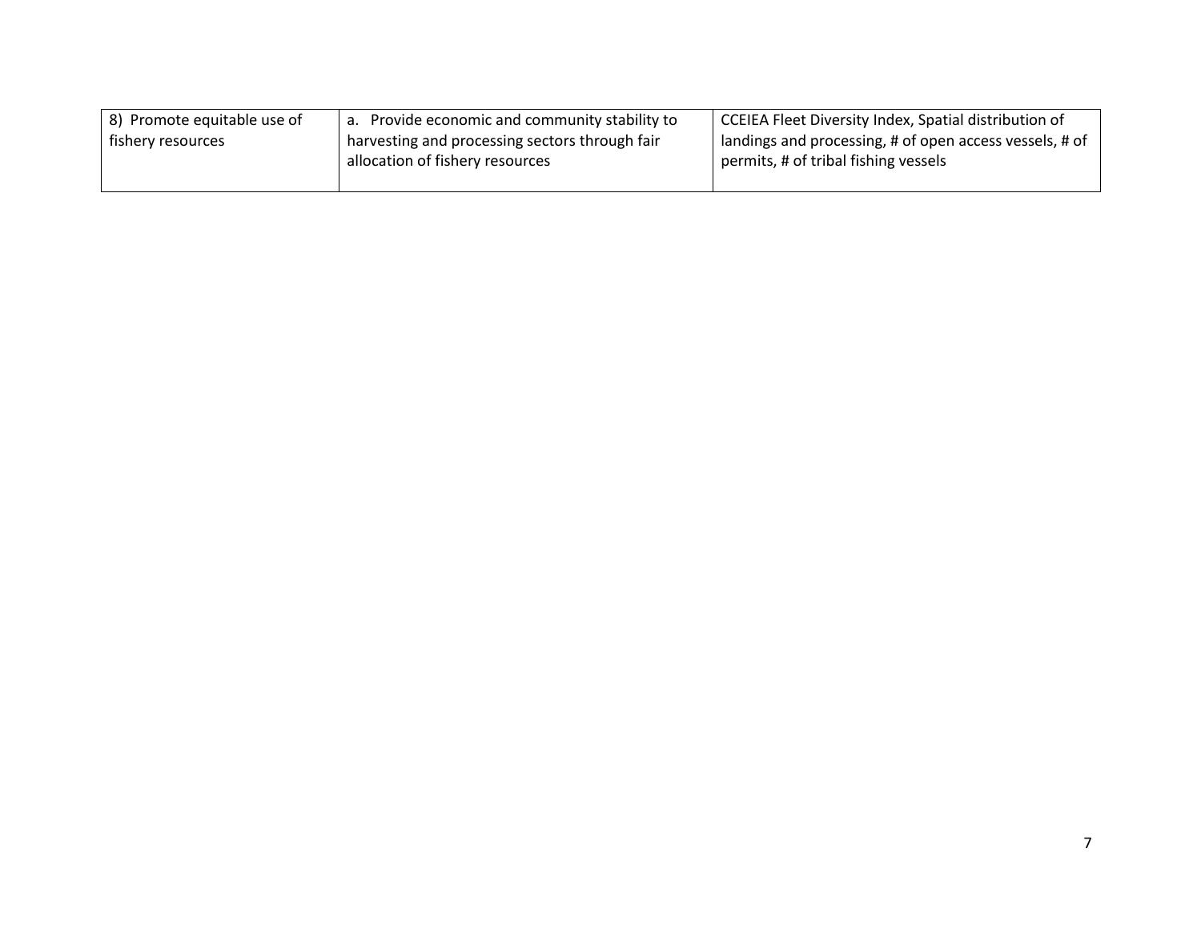| | | |
|---|---|---|
| 8) Promote equitable use of fishery resources | a. Provide economic and community stability to harvesting and processing sectors through fair allocation of fishery resources | CCEIEA Fleet Diversity Index, Spatial distribution of landings and processing, # of open access vessels, # of permits, # of tribal fishing vessels |